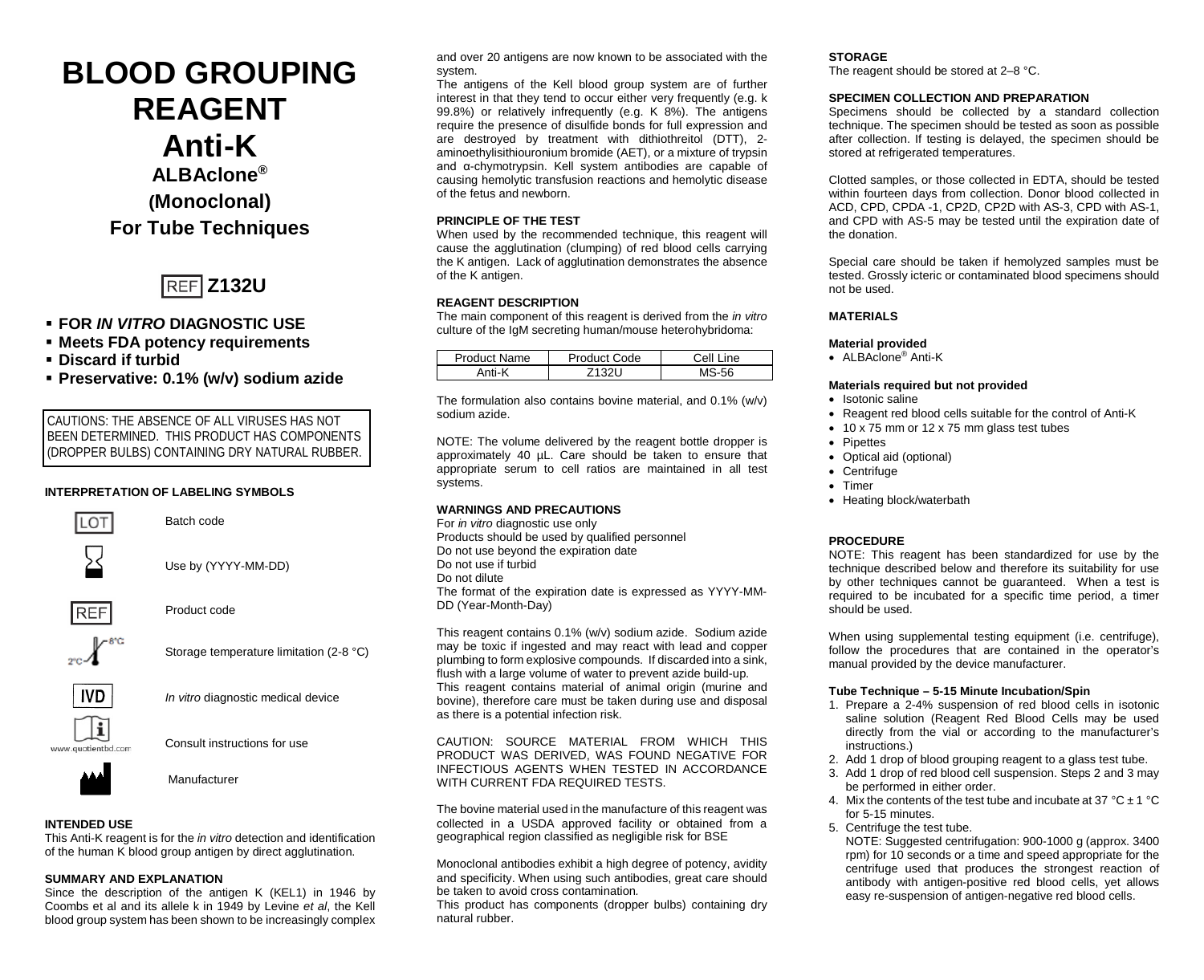# BLOOD GROUPING REAGENT

# Anti-K

## ALBAclone®

## (Monoclonal)

## For Tube Techniques

REF **Z132U**

- **FOR *IN VITRO* DIAGNOSTIC USE**
- **Meets FDA potency requirements**
- **Discard if turbid**
- **Preservative: 0.1% (w/v) sodium azide**

CAUTIONS: THE ABSENCE OF ALL VIRUSES HAS NOT BEEN DETERMINED. THIS PRODUCT HAS COMPONENTS (DROPPER BULBS) CONTAINING DRY NATURAL RUBBER.

### INTERPRETATION OF LABELING SYMBOLS

| Symbol | Meaning |
|---|---|
| LOT | Batch code |
| | Use by (YYYY-MM-DD) |
| REF | Product code |
| 2°C–8°C | Storage temperature limitation (2-8 °C) |
| IVD | *In vitro* diagnostic medical device |
| www.quotientbd.com | Consult instructions for use |
| | Manufacturer |

### INTENDED USE

This Anti-K reagent is for the *in vitro* detection and identification of the human K blood group antigen by direct agglutination.

### SUMMARY AND EXPLANATION

Since the description of the antigen K (KEL1) in 1946 by Coombs et al and its allele k in 1949 by Levine *et al*, the Kell blood group system has been shown to be increasingly complex and over 20 antigens are now known to be associated with the system.

The antigens of the Kell blood group system are of further interest in that they tend to occur either very frequently (e.g. k 99.8%) or relatively infrequently (e.g. K 8%). The antigens require the presence of disulfide bonds for full expression and are destroyed by treatment with dithiothreitol (DTT), 2-aminoethylisithiouronium bromide (AET), or a mixture of trypsin and α-chymotrypsin. Kell system antibodies are capable of causing hemolytic transfusion reactions and hemolytic disease of the fetus and newborn.

### PRINCIPLE OF THE TEST

When used by the recommended technique, this reagent will cause the agglutination (clumping) of red blood cells carrying the K antigen. Lack of agglutination demonstrates the absence of the K antigen.

### REAGENT DESCRIPTION

The main component of this reagent is derived from the *in vitro* culture of the IgM secreting human/mouse heterohybridoma:

| Product Name | Product Code | Cell Line |
|---|---|---|
| Anti-K | Z132U | MS-56 |

The formulation also contains bovine material, and 0.1% (w/v) sodium azide.

NOTE: The volume delivered by the reagent bottle dropper is approximately 40 µL. Care should be taken to ensure that appropriate serum to cell ratios are maintained in all test systems.

### WARNINGS AND PRECAUTIONS

For *in vitro* diagnostic use only
Products should be used by qualified personnel
Do not use beyond the expiration date
Do not use if turbid
Do not dilute
The format of the expiration date is expressed as YYYY-MM-DD (Year-Month-Day)

This reagent contains 0.1% (w/v) sodium azide. Sodium azide may be toxic if ingested and may react with lead and copper plumbing to form explosive compounds. If discarded into a sink, flush with a large volume of water to prevent azide build-up.
This reagent contains material of animal origin (murine and bovine), therefore care must be taken during use and disposal as there is a potential infection risk.

CAUTION: SOURCE MATERIAL FROM WHICH THIS PRODUCT WAS DERIVED, WAS FOUND NEGATIVE FOR INFECTIOUS AGENTS WHEN TESTED IN ACCORDANCE WITH CURRENT FDA REQUIRED TESTS.

The bovine material used in the manufacture of this reagent was collected in a USDA approved facility or obtained from a geographical region classified as negligible risk for BSE

Monoclonal antibodies exhibit a high degree of potency, avidity and specificity. When using such antibodies, great care should be taken to avoid cross contamination.
This product has components (dropper bulbs) containing dry natural rubber.

### STORAGE

The reagent should be stored at 2–8 °C.

### SPECIMEN COLLECTION AND PREPARATION

Specimens should be collected by a standard collection technique. The specimen should be tested as soon as possible after collection. If testing is delayed, the specimen should be stored at refrigerated temperatures.

Clotted samples, or those collected in EDTA, should be tested within fourteen days from collection. Donor blood collected in ACD, CPD, CPDA -1, CP2D, CP2D with AS-3, CPD with AS-1, and CPD with AS-5 may be tested until the expiration date of the donation.

Special care should be taken if hemolyzed samples must be tested. Grossly icteric or contaminated blood specimens should not be used.

### MATERIALS

**Material provided**

- ALBAclone® Anti-K

**Materials required but not provided**

- Isotonic saline
- Reagent red blood cells suitable for the control of Anti-K
- 10 x 75 mm or 12 x 75 mm glass test tubes
- Pipettes
- Optical aid (optional)
- Centrifuge
- Timer
- Heating block/waterbath

### PROCEDURE

NOTE: This reagent has been standardized for use by the technique described below and therefore its suitability for use by other techniques cannot be guaranteed. When a test is required to be incubated for a specific time period, a timer should be used.

When using supplemental testing equipment (i.e. centrifuge), follow the procedures that are contained in the operator's manual provided by the device manufacturer.

**Tube Technique – 5-15 Minute Incubation/Spin**

1. Prepare a 2-4% suspension of red blood cells in isotonic saline solution (Reagent Red Blood Cells may be used directly from the vial or according to the manufacturer's instructions.)
2. Add 1 drop of blood grouping reagent to a glass test tube.
3. Add 1 drop of red blood cell suspension. Steps 2 and 3 may be performed in either order.
4. Mix the contents of the test tube and incubate at 37 °C ± 1 °C for 5-15 minutes.
5. Centrifuge the test tube.
   NOTE: Suggested centrifugation: 900-1000 g (approx. 3400 rpm) for 10 seconds or a time and speed appropriate for the centrifuge used that produces the strongest reaction of antibody with antigen-positive red blood cells, yet allows easy re-suspension of antigen-negative red blood cells.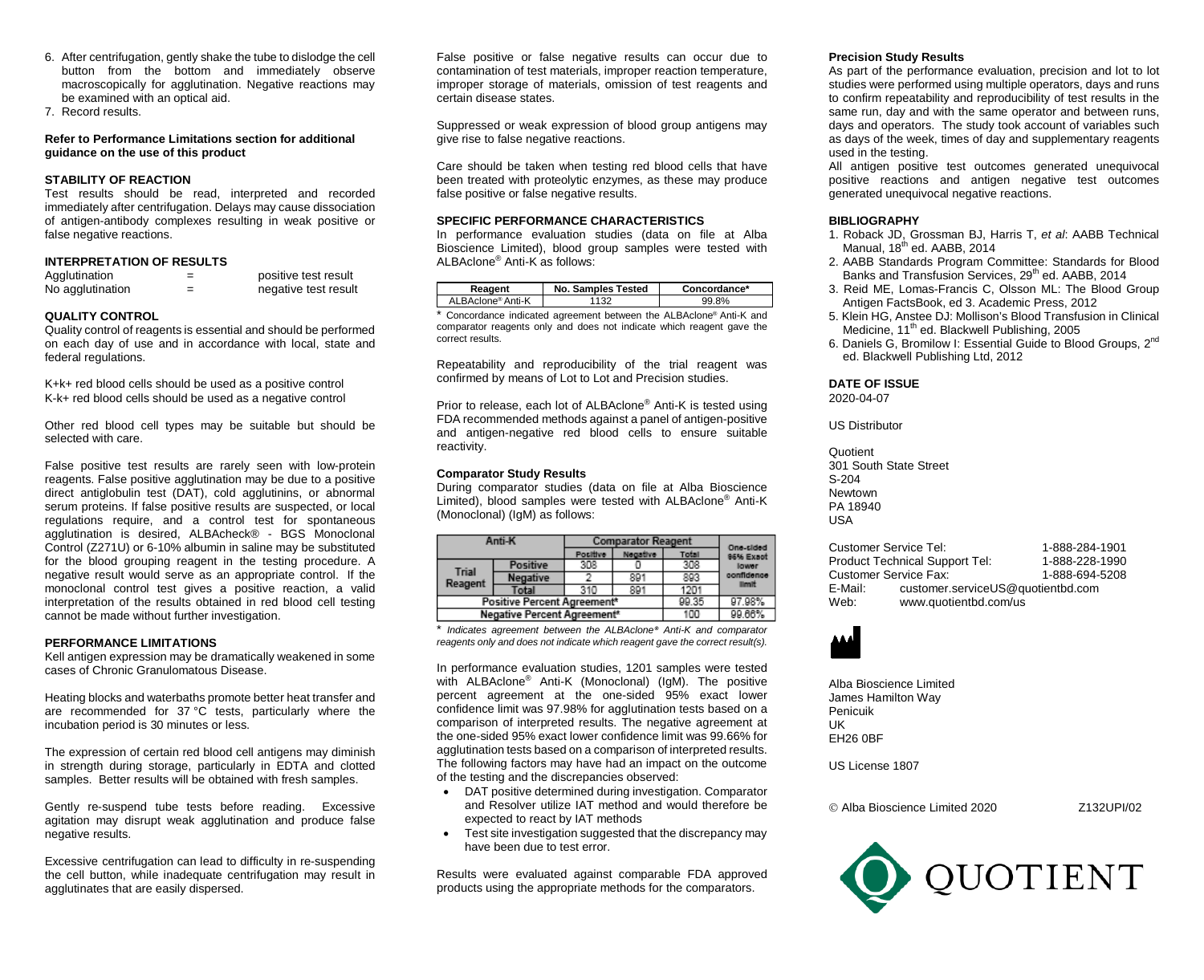6. After centrifugation, gently shake the tube to dislodge the cell button from the bottom and immediately observe macroscopically for agglutination. Negative reactions may be examined with an optical aid.
7. Record results.

**Refer to Performance Limitations section for additional guidance on the use of this product**

### STABILITY OF REACTION

Test results should be read, interpreted and recorded immediately after centrifugation. Delays may cause dissociation of antigen-antibody complexes resulting in weak positive or false negative reactions.

### INTERPRETATION OF RESULTS

| | | |
|---|---|---|
| Agglutination | = | positive test result |
| No agglutination | = | negative test result |

### QUALITY CONTROL

Quality control of reagents is essential and should be performed on each day of use and in accordance with local, state and federal regulations.

K+k+ red blood cells should be used as a positive control
K-k+ red blood cells should be used as a negative control

Other red blood cell types may be suitable but should be selected with care.

False positive test results are rarely seen with low-protein reagents. False positive agglutination may be due to a positive direct antiglobulin test (DAT), cold agglutinins, or abnormal serum proteins. If false positive results are suspected, or local regulations require, and a control test for spontaneous agglutination is desired, ALBAcheck® - BGS Monoclonal Control (Z271U) or 6-10% albumin in saline may be substituted for the blood grouping reagent in the testing procedure. A negative result would serve as an appropriate control. If the monoclonal control test gives a positive reaction, a valid interpretation of the results obtained in red blood cell testing cannot be made without further investigation.

### PERFORMANCE LIMITATIONS

Kell antigen expression may be dramatically weakened in some cases of Chronic Granulomatous Disease.

Heating blocks and waterbaths promote better heat transfer and are recommended for 37 °C tests, particularly where the incubation period is 30 minutes or less.

The expression of certain red blood cell antigens may diminish in strength during storage, particularly in EDTA and clotted samples. Better results will be obtained with fresh samples.

Gently re-suspend tube tests before reading. Excessive agitation may disrupt weak agglutination and produce false negative results.

Excessive centrifugation can lead to difficulty in re-suspending the cell button, while inadequate centrifugation may result in agglutinates that are easily dispersed.

False positive or false negative results can occur due to contamination of test materials, improper reaction temperature, improper storage of materials, omission of test reagents and certain disease states.

Suppressed or weak expression of blood group antigens may give rise to false negative reactions.

Care should be taken when testing red blood cells that have been treated with proteolytic enzymes, as these may produce false positive or false negative results.

### SPECIFIC PERFORMANCE CHARACTERISTICS

In performance evaluation studies (data on file at Alba Bioscience Limited), blood group samples were tested with ALBAclone® Anti-K as follows:

| Reagent | No. Samples Tested | Concordance* |
|---|---|---|
| ALBAclone® Anti-K | 1132 | 99.8% |

\* Concordance indicated agreement between the ALBAclone® Anti-K and comparator reagents only and does not indicate which reagent gave the correct results.

Repeatability and reproducibility of the trial reagent was confirmed by means of Lot to Lot and Precision studies.

Prior to release, each lot of ALBAclone® Anti-K is tested using FDA recommended methods against a panel of antigen-positive and antigen-negative red blood cells to ensure suitable reactivity.

#### Comparator Study Results

During comparator studies (data on file at Alba Bioscience Limited), blood samples were tested with ALBAclone® Anti-K (Monoclonal) (IgM) as follows:

| Anti-K | | Comparator Reagent | | | One-sided 95% Exact lower confidence limit |
|---|---|---|---|---|---|
| | | Positive | Negative | Total | |
| Trial Reagent | Positive | 308 | 0 | 308 | |
| | Negative | 2 | 891 | 893 | |
| | Total | 310 | 891 | 1201 | |
| Positive Percent Agreement* | | | | 99.35 | 97.98% |
| Negative Percent Agreement* | | | | 100 | 99.66% |

*\* Indicates agreement between the ALBAclone® Anti-K and comparator reagents only and does not indicate which reagent gave the correct result(s).*

In performance evaluation studies, 1201 samples were tested with ALBAclone® Anti-K (Monoclonal) (IgM). The positive percent agreement at the one-sided 95% exact lower confidence limit was 97.98% for agglutination tests based on a comparison of interpreted results. The negative agreement at the one-sided 95% exact lower confidence limit was 99.66% for agglutination tests based on a comparison of interpreted results. The following factors may have had an impact on the outcome of the testing and the discrepancies observed:

- DAT positive determined during investigation. Comparator and Resolver utilize IAT method and would therefore be expected to react by IAT methods
- Test site investigation suggested that the discrepancy may have been due to test error.

Results were evaluated against comparable FDA approved products using the appropriate methods for the comparators.

#### Precision Study Results

As part of the performance evaluation, precision and lot to lot studies were performed using multiple operators, days and runs to confirm repeatability and reproducibility of test results in the same run, day and with the same operator and between runs, days and operators. The study took account of variables such as days of the week, times of day and supplementary reagents used in the testing.

All antigen positive test outcomes generated unequivocal positive reactions and antigen negative test outcomes generated unequivocal negative reactions.

### BIBLIOGRAPHY

1. Roback JD, Grossman BJ, Harris T, *et al*: AABB Technical Manual, 18th ed. AABB, 2014
2. AABB Standards Program Committee: Standards for Blood Banks and Transfusion Services, 29th ed. AABB, 2014
3. Reid ME, Lomas-Francis C, Olsson ML: The Blood Group Antigen FactsBook, ed 3. Academic Press, 2012
5. Klein HG, Anstee DJ: Mollison's Blood Transfusion in Clinical Medicine, 11th ed. Blackwell Publishing, 2005
6. Daniels G, Bromilow I: Essential Guide to Blood Groups, 2nd ed. Blackwell Publishing Ltd, 2012

### DATE OF ISSUE

2020-04-07

US Distributor

Quotient
301 South State Street
S-204
Newtown
PA 18940
USA

| | |
|---|---|
| Customer Service Tel: | 1-888-284-1901 |
| Product Technical Support Tel: | 1-888-228-1990 |
| Customer Service Fax: | 1-888-694-5208 |
| E-Mail: | customer.serviceUS@quotientbd.com |
| Web: | www.quotientbd.com/us |

Alba Bioscience Limited
James Hamilton Way
Penicuik
UK
EH26 0BF

US License 1807

© Alba Bioscience Limited 2020 Z132UPI/02

QUOTIENT